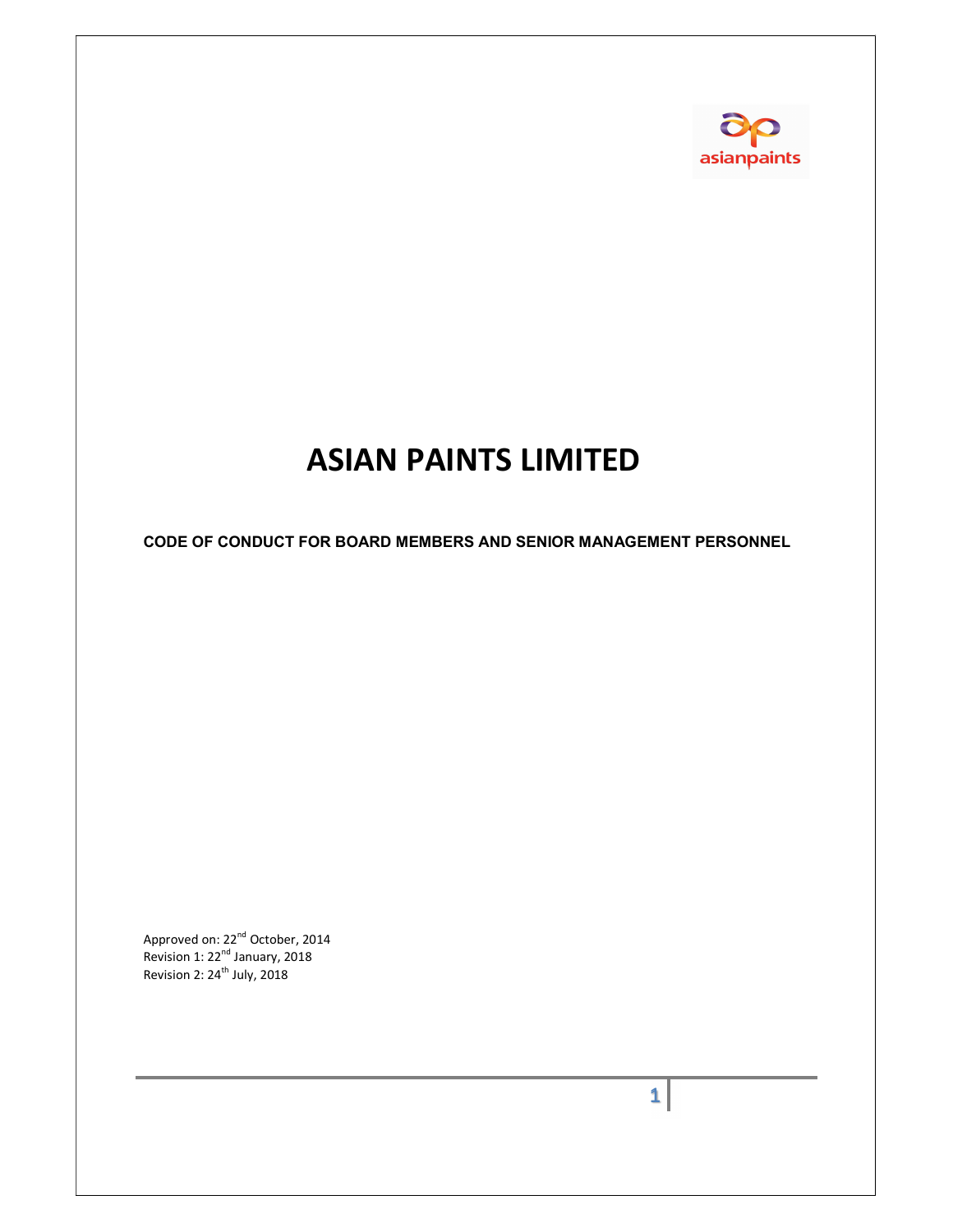# ASIAN PAINTS LIMITED

**CODE OF CONDUCT FOR BOARD MEMBERS AND SENIOR MANAGEMENT PERSONNEL**

Approved on: 22nd October, 2014
Revision 1: 22nd January, 2018
Revision 2: 24th July, 2018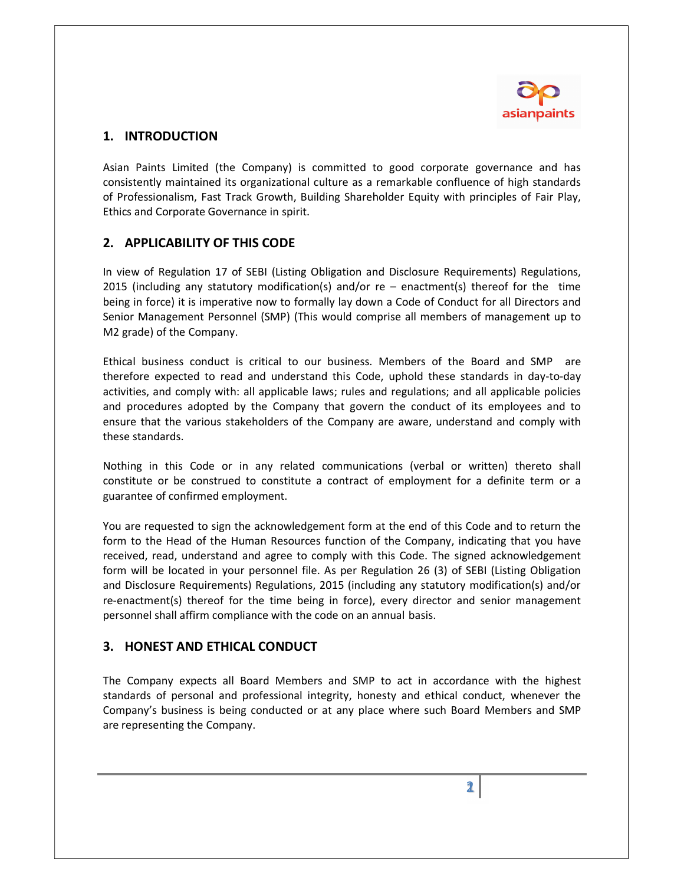## 1. INTRODUCTION

Asian Paints Limited (the Company) is committed to good corporate governance and has consistently maintained its organizational culture as a remarkable confluence of high standards of Professionalism, Fast Track Growth, Building Shareholder Equity with principles of Fair Play, Ethics and Corporate Governance in spirit.

## 2. APPLICABILITY OF THIS CODE

In view of Regulation 17 of SEBI (Listing Obligation and Disclosure Requirements) Regulations, 2015 (including any statutory modification(s) and/or re – enactment(s) thereof for the time being in force) it is imperative now to formally lay down a Code of Conduct for all Directors and Senior Management Personnel (SMP) (This would comprise all members of management up to M2 grade) of the Company.

Ethical business conduct is critical to our business. Members of the Board and SMP are therefore expected to read and understand this Code, uphold these standards in day-to-day activities, and comply with: all applicable laws; rules and regulations; and all applicable policies and procedures adopted by the Company that govern the conduct of its employees and to ensure that the various stakeholders of the Company are aware, understand and comply with these standards.

Nothing in this Code or in any related communications (verbal or written) thereto shall constitute or be construed to constitute a contract of employment for a definite term or a guarantee of confirmed employment.

You are requested to sign the acknowledgement form at the end of this Code and to return the form to the Head of the Human Resources function of the Company, indicating that you have received, read, understand and agree to comply with this Code. The signed acknowledgement form will be located in your personnel file. As per Regulation 26 (3) of SEBI (Listing Obligation and Disclosure Requirements) Regulations, 2015 (including any statutory modification(s) and/or re-enactment(s) thereof for the time being in force), every director and senior management personnel shall affirm compliance with the code on an annual basis.

## 3. HONEST AND ETHICAL CONDUCT

The Company expects all Board Members and SMP to act in accordance with the highest standards of personal and professional integrity, honesty and ethical conduct, whenever the Company's business is being conducted or at any place where such Board Members and SMP are representing the Company.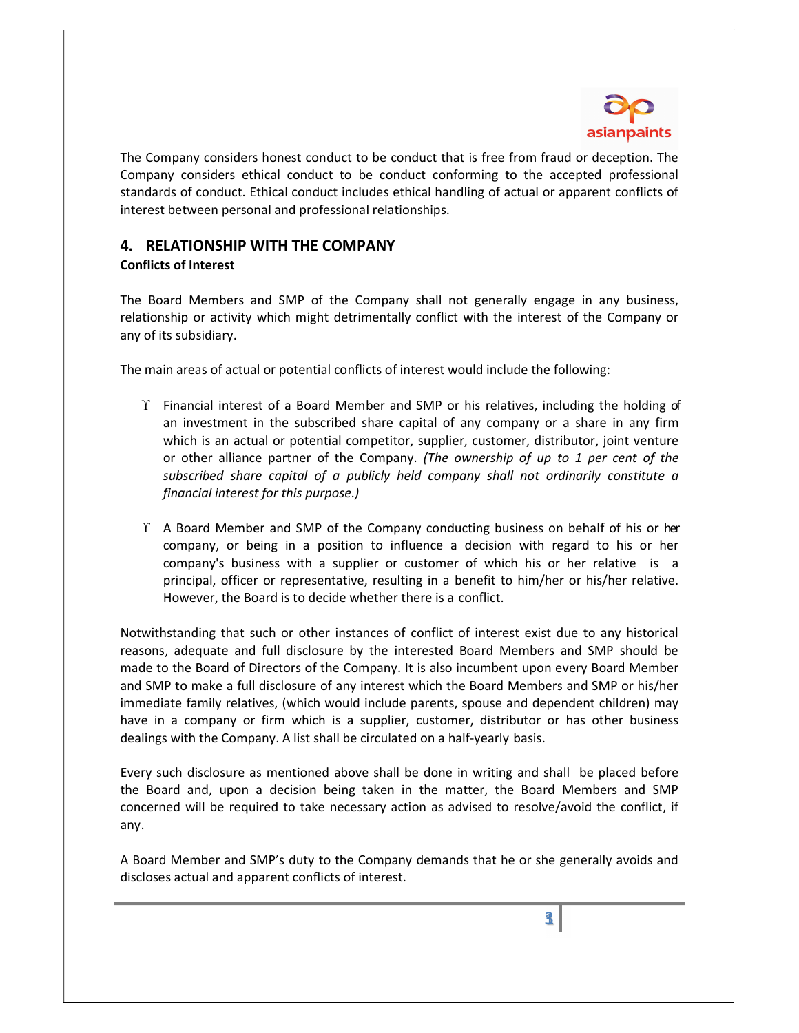The Company considers honest conduct to be conduct that is free from fraud or deception. The Company considers ethical conduct to be conduct conforming to the accepted professional standards of conduct. Ethical conduct includes ethical handling of actual or apparent conflicts of interest between personal and professional relationships.

## 4. RELATIONSHIP WITH THE COMPANY

**Conflicts of Interest**

The Board Members and SMP of the Company shall not generally engage in any business, relationship or activity which might detrimentally conflict with the interest of the Company or any of its subsidiary.

The main areas of actual or potential conflicts of interest would include the following:

- Financial interest of a Board Member and SMP or his relatives, including the holding of an investment in the subscribed share capital of any company or a share in any firm which is an actual or potential competitor, supplier, customer, distributor, joint venture or other alliance partner of the Company. *(The ownership of up to 1 per cent of the subscribed share capital of a publicly held company shall not ordinarily constitute a financial interest for this purpose.)*

- A Board Member and SMP of the Company conducting business on behalf of his or her company, or being in a position to influence a decision with regard to his or her company's business with a supplier or customer of which his or her relative is a principal, officer or representative, resulting in a benefit to him/her or his/her relative. However, the Board is to decide whether there is a conflict.

Notwithstanding that such or other instances of conflict of interest exist due to any historical reasons, adequate and full disclosure by the interested Board Members and SMP should be made to the Board of Directors of the Company. It is also incumbent upon every Board Member and SMP to make a full disclosure of any interest which the Board Members and SMP or his/her immediate family relatives, (which would include parents, spouse and dependent children) may have in a company or firm which is a supplier, customer, distributor or has other business dealings with the Company. A list shall be circulated on a half-yearly basis.

Every such disclosure as mentioned above shall be done in writing and shall be placed before the Board and, upon a decision being taken in the matter, the Board Members and SMP concerned will be required to take necessary action as advised to resolve/avoid the conflict, if any.

A Board Member and SMP's duty to the Company demands that he or she generally avoids and discloses actual and apparent conflicts of interest.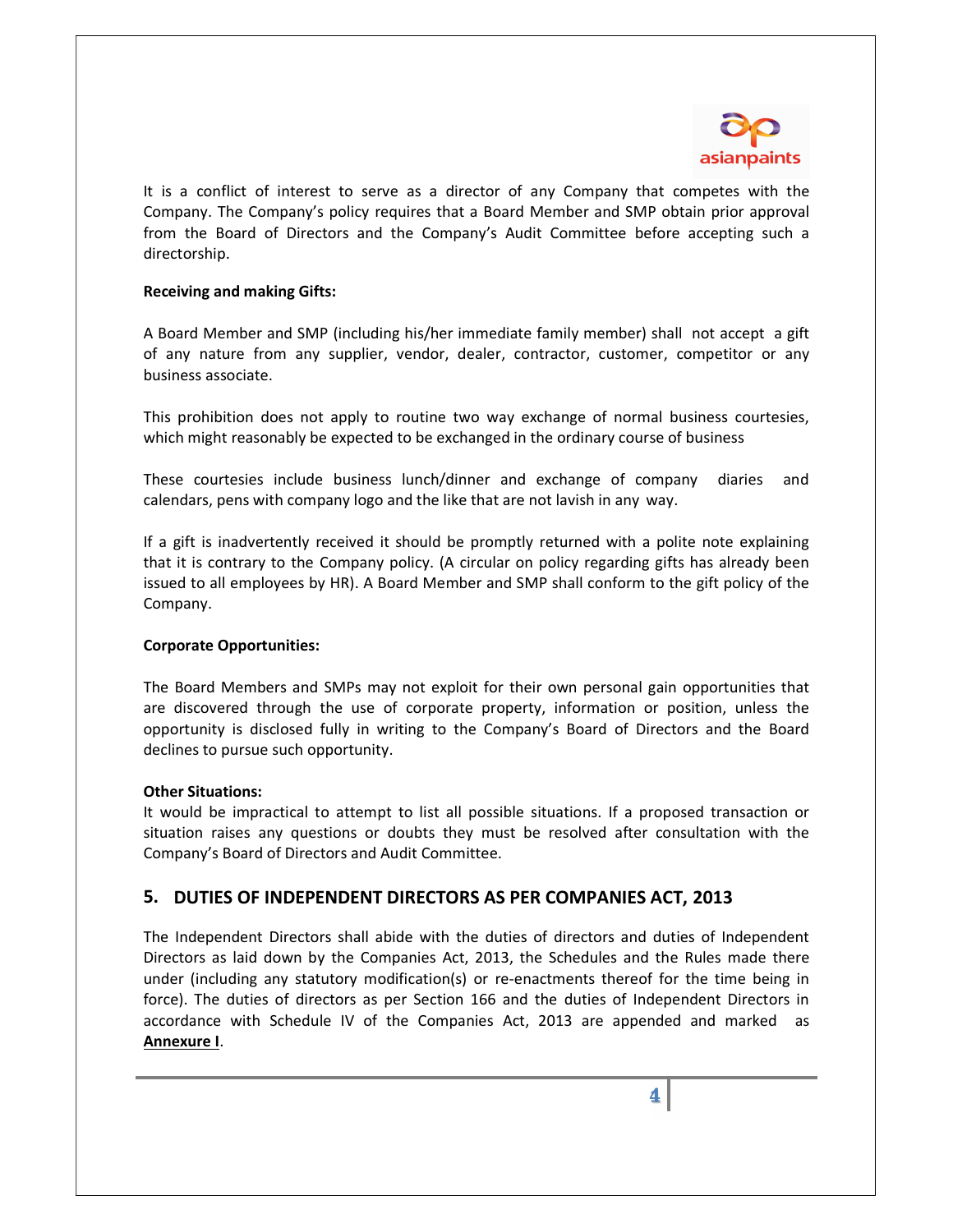It is a conflict of interest to serve as a director of any Company that competes with the Company. The Company's policy requires that a Board Member and SMP obtain prior approval from the Board of Directors and the Company's Audit Committee before accepting such a directorship.

**Receiving and making Gifts:**

A Board Member and SMP (including his/her immediate family member) shall not accept a gift of any nature from any supplier, vendor, dealer, contractor, customer, competitor or any business associate.

This prohibition does not apply to routine two way exchange of normal business courtesies, which might reasonably be expected to be exchanged in the ordinary course of business

These courtesies include business lunch/dinner and exchange of company diaries and calendars, pens with company logo and the like that are not lavish in any way.

If a gift is inadvertently received it should be promptly returned with a polite note explaining that it is contrary to the Company policy. (A circular on policy regarding gifts has already been issued to all employees by HR). A Board Member and SMP shall conform to the gift policy of the Company.

**Corporate Opportunities:**

The Board Members and SMPs may not exploit for their own personal gain opportunities that are discovered through the use of corporate property, information or position, unless the opportunity is disclosed fully in writing to the Company's Board of Directors and the Board declines to pursue such opportunity.

**Other Situations:**

It would be impractical to attempt to list all possible situations. If a proposed transaction or situation raises any questions or doubts they must be resolved after consultation with the Company's Board of Directors and Audit Committee.

## 5. DUTIES OF INDEPENDENT DIRECTORS AS PER COMPANIES ACT, 2013

The Independent Directors shall abide with the duties of directors and duties of Independent Directors as laid down by the Companies Act, 2013, the Schedules and the Rules made there under (including any statutory modification(s) or re-enactments thereof for the time being in force). The duties of directors as per Section 166 and the duties of Independent Directors in accordance with Schedule IV of the Companies Act, 2013 are appended and marked as **Annexure I**.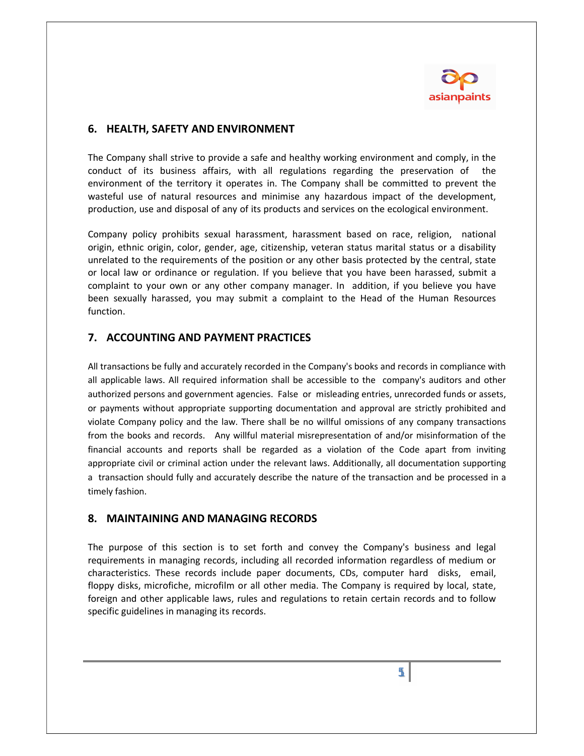## 6. HEALTH, SAFETY AND ENVIRONMENT

The Company shall strive to provide a safe and healthy working environment and comply, in the conduct of its business affairs, with all regulations regarding the preservation of the environment of the territory it operates in. The Company shall be committed to prevent the wasteful use of natural resources and minimise any hazardous impact of the development, production, use and disposal of any of its products and services on the ecological environment.

Company policy prohibits sexual harassment, harassment based on race, religion, national origin, ethnic origin, color, gender, age, citizenship, veteran status marital status or a disability unrelated to the requirements of the position or any other basis protected by the central, state or local law or ordinance or regulation. If you believe that you have been harassed, submit a complaint to your own or any other company manager. In addition, if you believe you have been sexually harassed, you may submit a complaint to the Head of the Human Resources function.

## 7. ACCOUNTING AND PAYMENT PRACTICES

All transactions be fully and accurately recorded in the Company's books and records in compliance with all applicable laws. All required information shall be accessible to the company's auditors and other authorized persons and government agencies. False or misleading entries, unrecorded funds or assets, or payments without appropriate supporting documentation and approval are strictly prohibited and violate Company policy and the law. There shall be no willful omissions of any company transactions from the books and records. Any willful material misrepresentation of and/or misinformation of the financial accounts and reports shall be regarded as a violation of the Code apart from inviting appropriate civil or criminal action under the relevant laws. Additionally, all documentation supporting a transaction should fully and accurately describe the nature of the transaction and be processed in a timely fashion.

## 8. MAINTAINING AND MANAGING RECORDS

The purpose of this section is to set forth and convey the Company's business and legal requirements in managing records, including all recorded information regardless of medium or characteristics. These records include paper documents, CDs, computer hard disks, email, floppy disks, microfiche, microfilm or all other media. The Company is required by local, state, foreign and other applicable laws, rules and regulations to retain certain records and to follow specific guidelines in managing its records.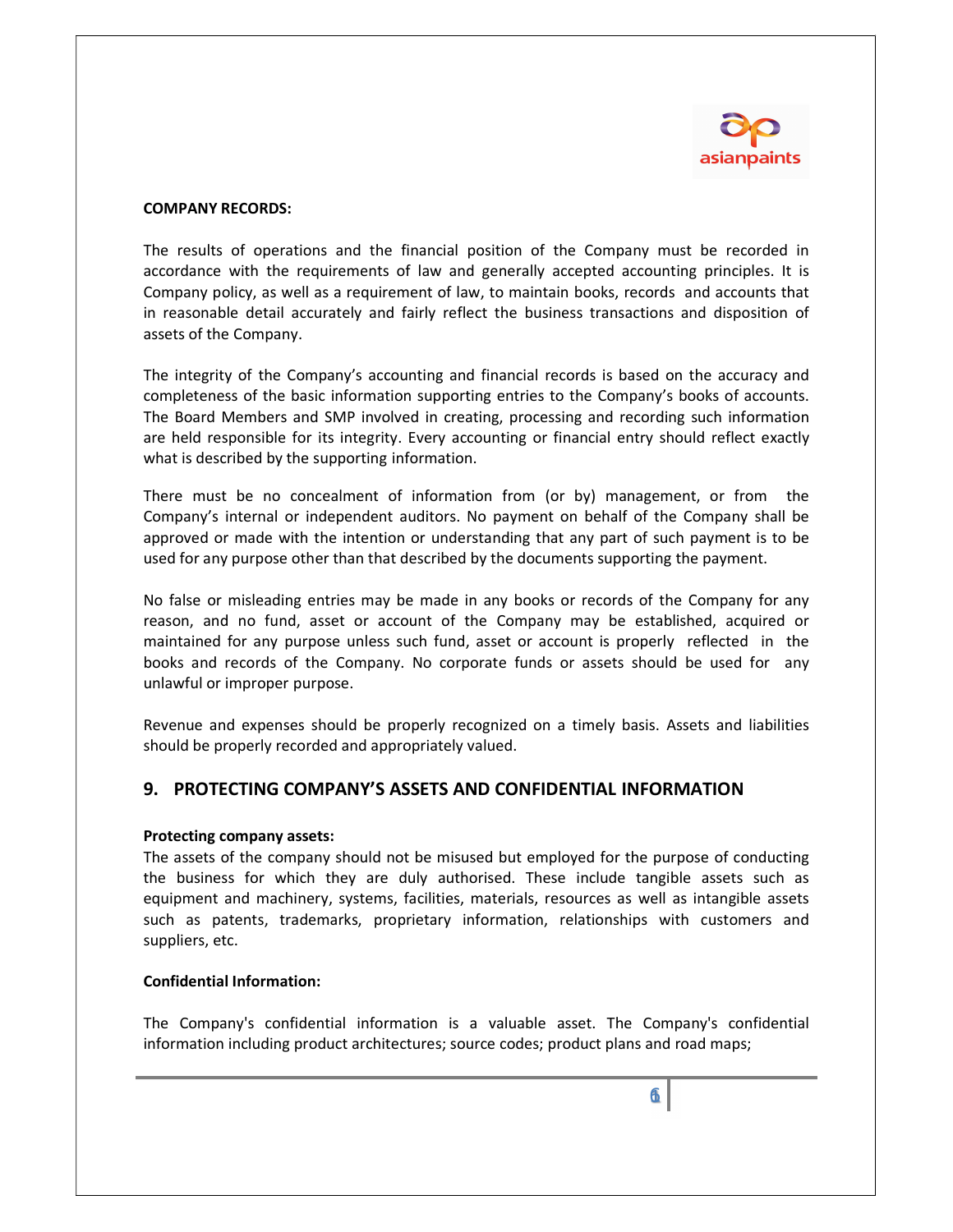**COMPANY RECORDS:**

The results of operations and the financial position of the Company must be recorded in accordance with the requirements of law and generally accepted accounting principles. It is Company policy, as well as a requirement of law, to maintain books, records and accounts that in reasonable detail accurately and fairly reflect the business transactions and disposition of assets of the Company.

The integrity of the Company's accounting and financial records is based on the accuracy and completeness of the basic information supporting entries to the Company's books of accounts. The Board Members and SMP involved in creating, processing and recording such information are held responsible for its integrity. Every accounting or financial entry should reflect exactly what is described by the supporting information.

There must be no concealment of information from (or by) management, or from the Company's internal or independent auditors. No payment on behalf of the Company shall be approved or made with the intention or understanding that any part of such payment is to be used for any purpose other than that described by the documents supporting the payment.

No false or misleading entries may be made in any books or records of the Company for any reason, and no fund, asset or account of the Company may be established, acquired or maintained for any purpose unless such fund, asset or account is properly reflected in the books and records of the Company. No corporate funds or assets should be used for any unlawful or improper purpose.

Revenue and expenses should be properly recognized on a timely basis. Assets and liabilities should be properly recorded and appropriately valued.

## 9. PROTECTING COMPANY'S ASSETS AND CONFIDENTIAL INFORMATION

**Protecting company assets:**

The assets of the company should not be misused but employed for the purpose of conducting the business for which they are duly authorised. These include tangible assets such as equipment and machinery, systems, facilities, materials, resources as well as intangible assets such as patents, trademarks, proprietary information, relationships with customers and suppliers, etc.

**Confidential Information:**

The Company's confidential information is a valuable asset. The Company's confidential information including product architectures; source codes; product plans and road maps;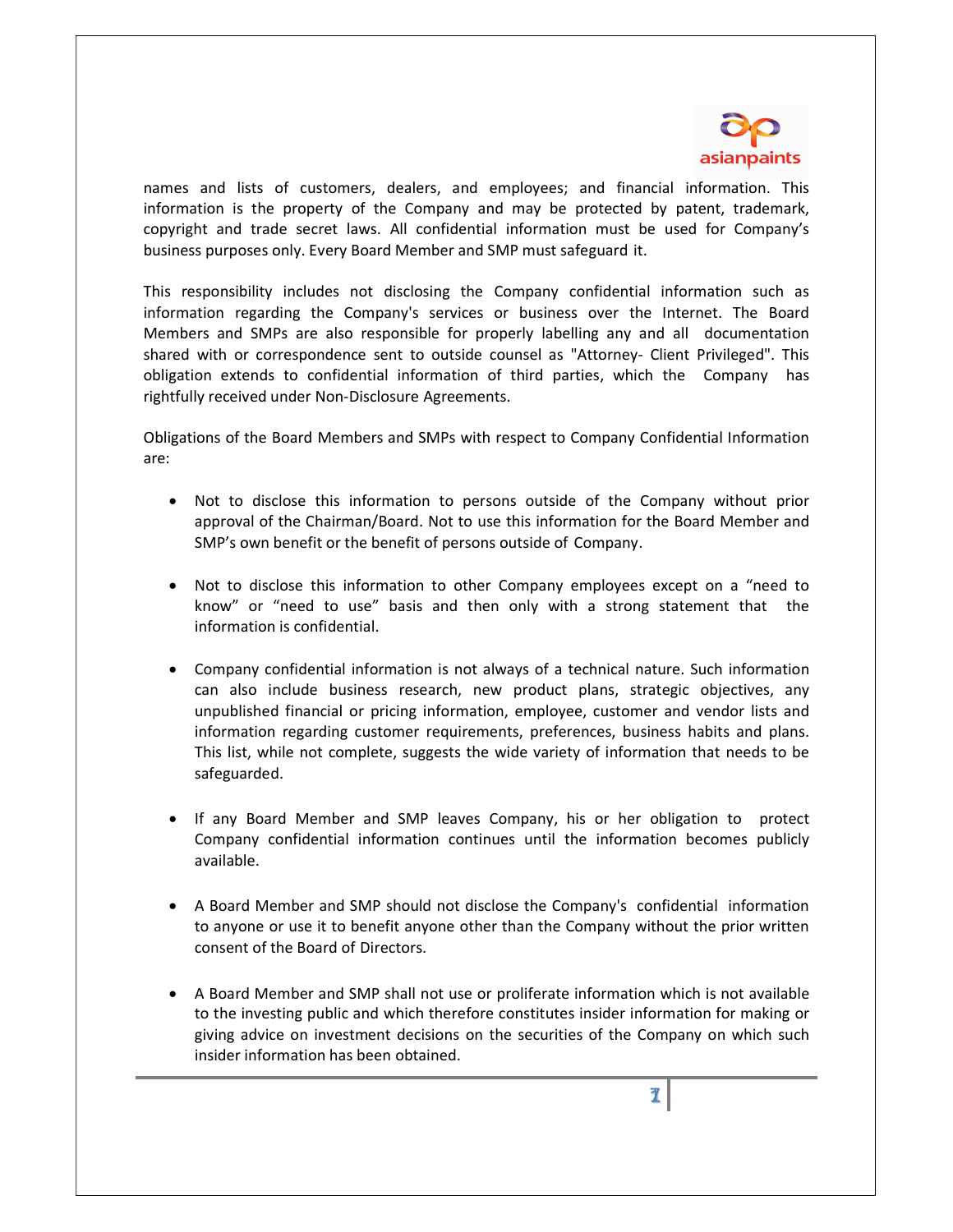names and lists of customers, dealers, and employees; and financial information. This information is the property of the Company and may be protected by patent, trademark, copyright and trade secret laws. All confidential information must be used for Company's business purposes only. Every Board Member and SMP must safeguard it.

This responsibility includes not disclosing the Company confidential information such as information regarding the Company's services or business over the Internet. The Board Members and SMPs are also responsible for properly labelling any and all documentation shared with or correspondence sent to outside counsel as "Attorney- Client Privileged". This obligation extends to confidential information of third parties, which the Company has rightfully received under Non-Disclosure Agreements.

Obligations of the Board Members and SMPs with respect to Company Confidential Information are:

- Not to disclose this information to persons outside of the Company without prior approval of the Chairman/Board. Not to use this information for the Board Member and SMP's own benefit or the benefit of persons outside of Company.

- Not to disclose this information to other Company employees except on a "need to know" or "need to use" basis and then only with a strong statement that the information is confidential.

- Company confidential information is not always of a technical nature. Such information can also include business research, new product plans, strategic objectives, any unpublished financial or pricing information, employee, customer and vendor lists and information regarding customer requirements, preferences, business habits and plans. This list, while not complete, suggests the wide variety of information that needs to be safeguarded.

- If any Board Member and SMP leaves Company, his or her obligation to protect Company confidential information continues until the information becomes publicly available.

- A Board Member and SMP should not disclose the Company's confidential information to anyone or use it to benefit anyone other than the Company without the prior written consent of the Board of Directors.

- A Board Member and SMP shall not use or proliferate information which is not available to the investing public and which therefore constitutes insider information for making or giving advice on investment decisions on the securities of the Company on which such insider information has been obtained.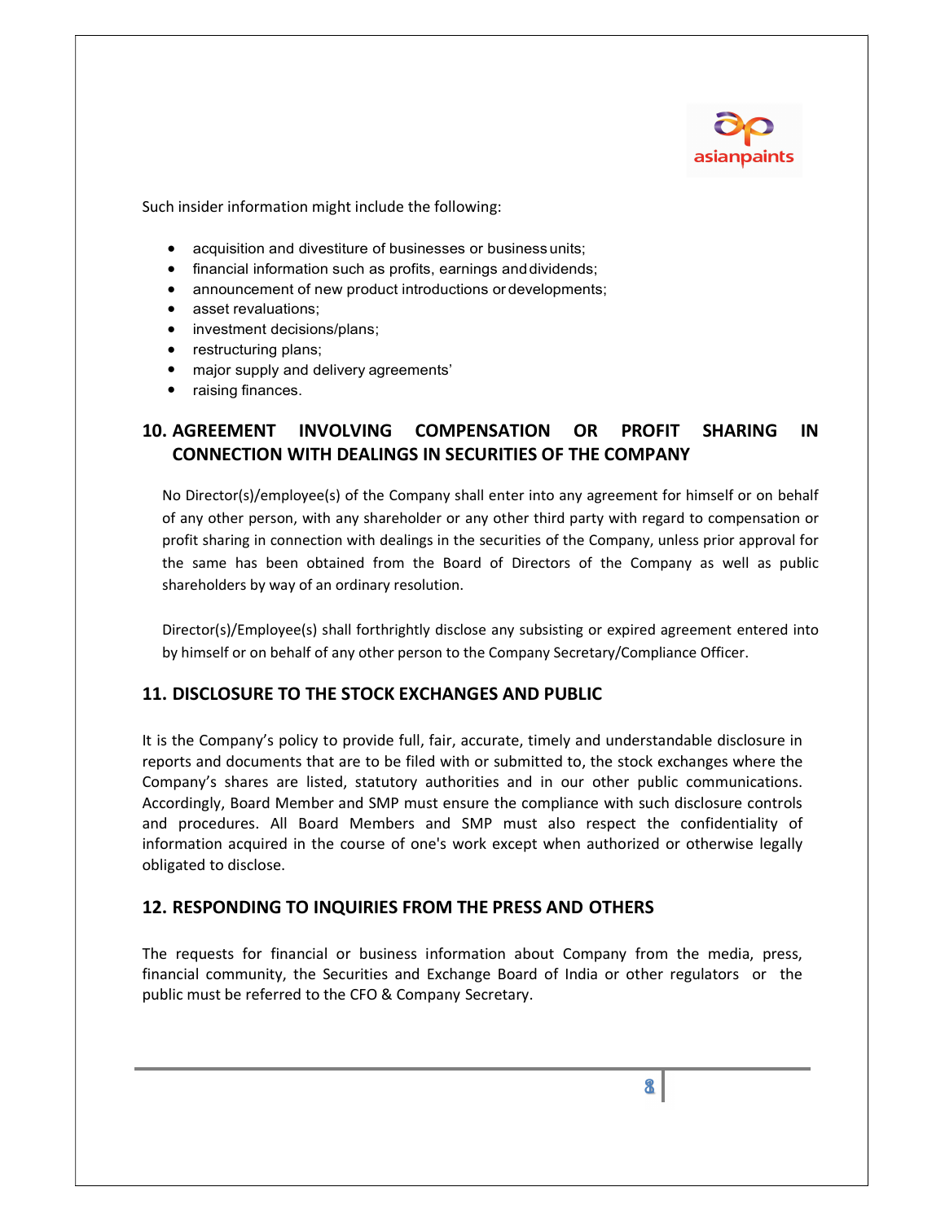Such insider information might include the following:

- acquisition and divestiture of businesses or business units;
- financial information such as profits, earnings and dividends;
- announcement of new product introductions or developments;
- asset revaluations;
- investment decisions/plans;
- restructuring plans;
- major supply and delivery agreements'
- raising finances.

## 10. AGREEMENT INVOLVING COMPENSATION OR PROFIT SHARING IN CONNECTION WITH DEALINGS IN SECURITIES OF THE COMPANY

No Director(s)/employee(s) of the Company shall enter into any agreement for himself or on behalf of any other person, with any shareholder or any other third party with regard to compensation or profit sharing in connection with dealings in the securities of the Company, unless prior approval for the same has been obtained from the Board of Directors of the Company as well as public shareholders by way of an ordinary resolution.

Director(s)/Employee(s) shall forthrightly disclose any subsisting or expired agreement entered into by himself or on behalf of any other person to the Company Secretary/Compliance Officer.

## 11. DISCLOSURE TO THE STOCK EXCHANGES AND PUBLIC

It is the Company's policy to provide full, fair, accurate, timely and understandable disclosure in reports and documents that are to be filed with or submitted to, the stock exchanges where the Company's shares are listed, statutory authorities and in our other public communications. Accordingly, Board Member and SMP must ensure the compliance with such disclosure controls and procedures. All Board Members and SMP must also respect the confidentiality of information acquired in the course of one's work except when authorized or otherwise legally obligated to disclose.

## 12. RESPONDING TO INQUIRIES FROM THE PRESS AND OTHERS

The requests for financial or business information about Company from the media, press, financial community, the Securities and Exchange Board of India or other regulators or the public must be referred to the CFO & Company Secretary.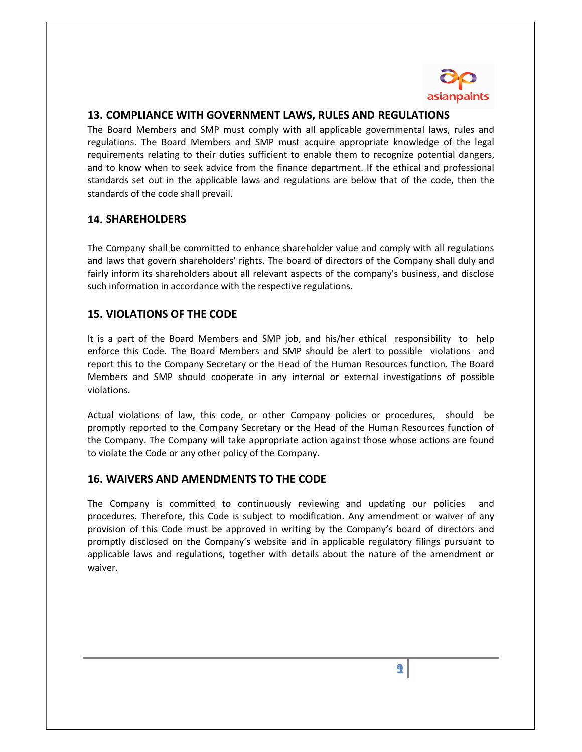## 13. COMPLIANCE WITH GOVERNMENT LAWS, RULES AND REGULATIONS

The Board Members and SMP must comply with all applicable governmental laws, rules and regulations. The Board Members and SMP must acquire appropriate knowledge of the legal requirements relating to their duties sufficient to enable them to recognize potential dangers, and to know when to seek advice from the finance department. If the ethical and professional standards set out in the applicable laws and regulations are below that of the code, then the standards of the code shall prevail.

## 14. SHAREHOLDERS

The Company shall be committed to enhance shareholder value and comply with all regulations and laws that govern shareholders' rights. The board of directors of the Company shall duly and fairly inform its shareholders about all relevant aspects of the company's business, and disclose such information in accordance with the respective regulations.

## 15. VIOLATIONS OF THE CODE

It is a part of the Board Members and SMP job, and his/her ethical responsibility to help enforce this Code. The Board Members and SMP should be alert to possible violations and report this to the Company Secretary or the Head of the Human Resources function. The Board Members and SMP should cooperate in any internal or external investigations of possible violations.

Actual violations of law, this code, or other Company policies or procedures, should be promptly reported to the Company Secretary or the Head of the Human Resources function of the Company. The Company will take appropriate action against those whose actions are found to violate the Code or any other policy of the Company.

## 16. WAIVERS AND AMENDMENTS TO THE CODE

The Company is committed to continuously reviewing and updating our policies and procedures. Therefore, this Code is subject to modification. Any amendment or waiver of any provision of this Code must be approved in writing by the Company's board of directors and promptly disclosed on the Company's website and in applicable regulatory filings pursuant to applicable laws and regulations, together with details about the nature of the amendment or waiver.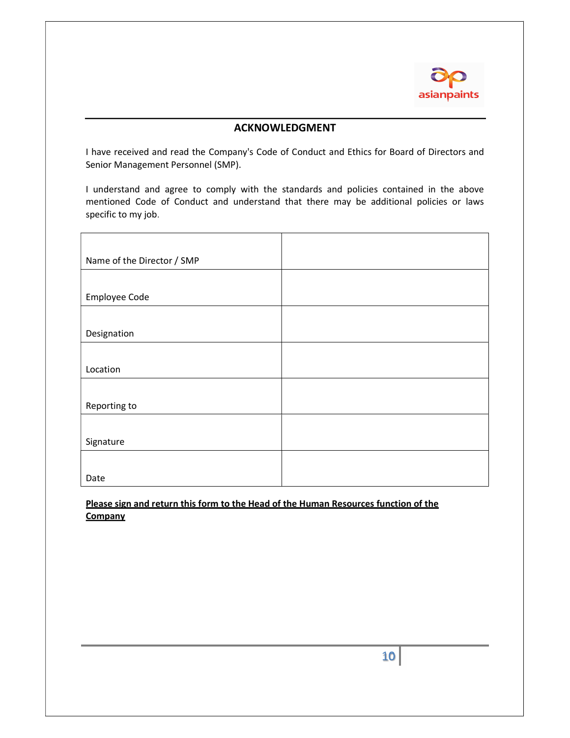## ACKNOWLEDGMENT

I have received and read the Company's Code of Conduct and Ethics for Board of Directors and Senior Management Personnel (SMP).

I understand and agree to comply with the standards and policies contained in the above mentioned Code of Conduct and understand that there may be additional policies or laws specific to my job.

| | |
|---|---|
| Name of the Director / SMP | |
| Employee Code | |
| Designation | |
| Location | |
| Reporting to | |
| Signature | |
| Date | |

**Please sign and return this form to the Head of the Human Resources function of the Company**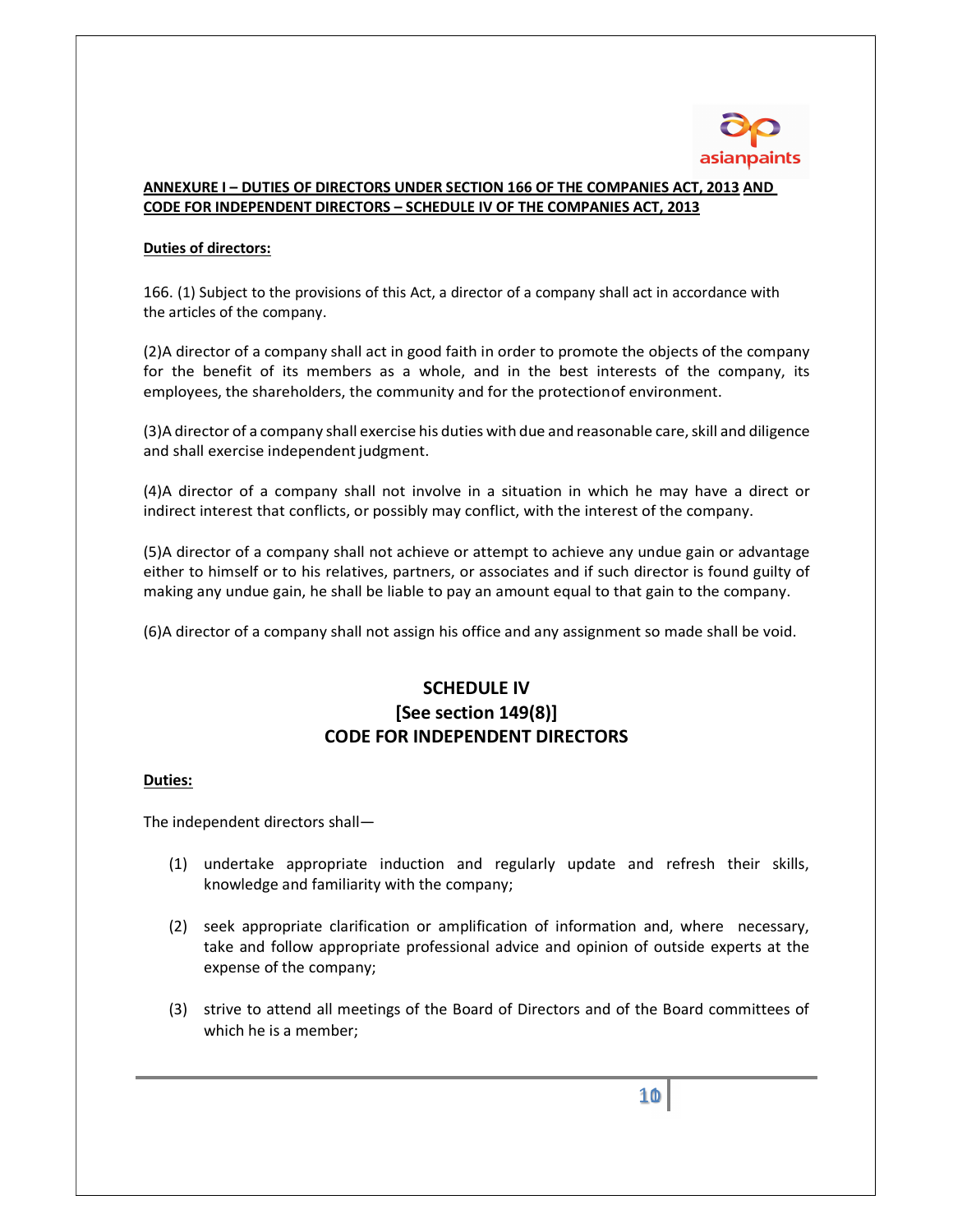**ANNEXURE I – DUTIES OF DIRECTORS UNDER SECTION 166 OF THE COMPANIES ACT, 2013 AND CODE FOR INDEPENDENT DIRECTORS – SCHEDULE IV OF THE COMPANIES ACT, 2013**

**Duties of directors:**

166. (1) Subject to the provisions of this Act, a director of a company shall act in accordance with the articles of the company.

(2)A director of a company shall act in good faith in order to promote the objects of the company for the benefit of its members as a whole, and in the best interests of the company, its employees, the shareholders, the community and for the protectionof environment.

(3)A director of a company shall exercise his duties with due and reasonable care, skill and diligence and shall exercise independent judgment.

(4)A director of a company shall not involve in a situation in which he may have a direct or indirect interest that conflicts, or possibly may conflict, with the interest of the company.

(5)A director of a company shall not achieve or attempt to achieve any undue gain or advantage either to himself or to his relatives, partners, or associates and if such director is found guilty of making any undue gain, he shall be liable to pay an amount equal to that gain to the company.

(6)A director of a company shall not assign his office and any assignment so made shall be void.

## SCHEDULE IV
## [See section 149(8)]
## CODE FOR INDEPENDENT DIRECTORS

**Duties:**

The independent directors shall—

(1) undertake appropriate induction and regularly update and refresh their skills, knowledge and familiarity with the company;

(2) seek appropriate clarification or amplification of information and, where necessary, take and follow appropriate professional advice and opinion of outside experts at the expense of the company;

(3) strive to attend all meetings of the Board of Directors and of the Board committees of which he is a member;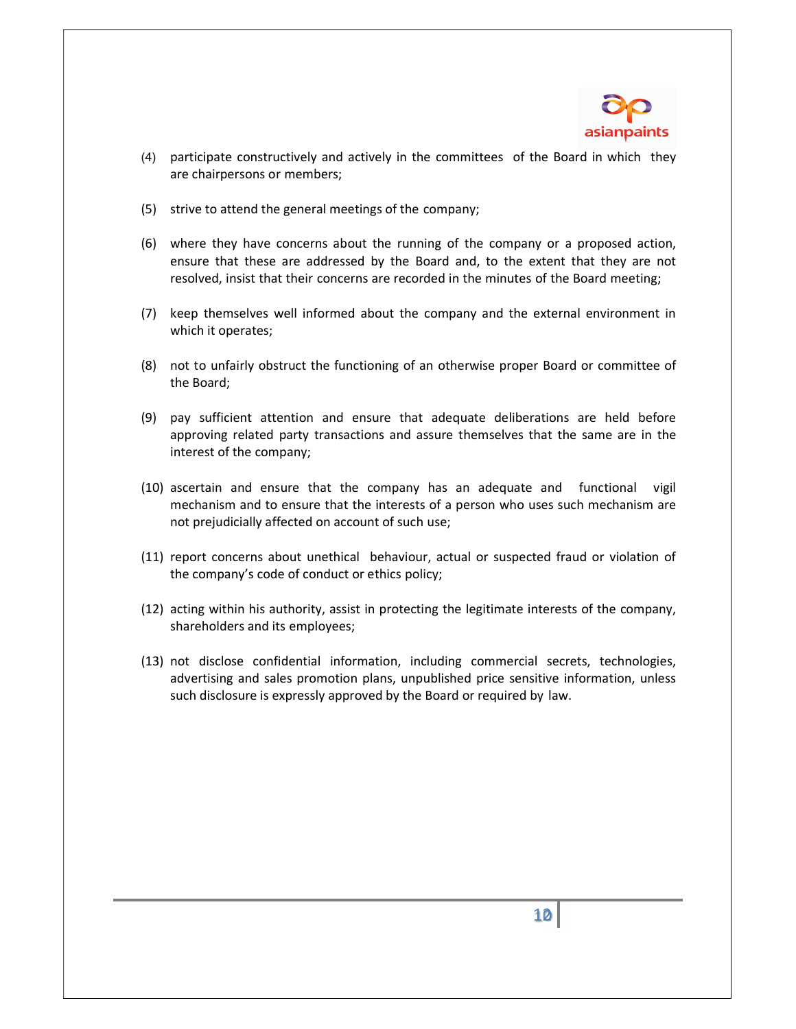(4) participate constructively and actively in the committees of the Board in which they are chairpersons or members;

(5) strive to attend the general meetings of the company;

(6) where they have concerns about the running of the company or a proposed action, ensure that these are addressed by the Board and, to the extent that they are not resolved, insist that their concerns are recorded in the minutes of the Board meeting;

(7) keep themselves well informed about the company and the external environment in which it operates;

(8) not to unfairly obstruct the functioning of an otherwise proper Board or committee of the Board;

(9) pay sufficient attention and ensure that adequate deliberations are held before approving related party transactions and assure themselves that the same are in the interest of the company;

(10) ascertain and ensure that the company has an adequate and functional vigil mechanism and to ensure that the interests of a person who uses such mechanism are not prejudicially affected on account of such use;

(11) report concerns about unethical behaviour, actual or suspected fraud or violation of the company's code of conduct or ethics policy;

(12) acting within his authority, assist in protecting the legitimate interests of the company, shareholders and its employees;

(13) not disclose confidential information, including commercial secrets, technologies, advertising and sales promotion plans, unpublished price sensitive information, unless such disclosure is expressly approved by the Board or required by law.